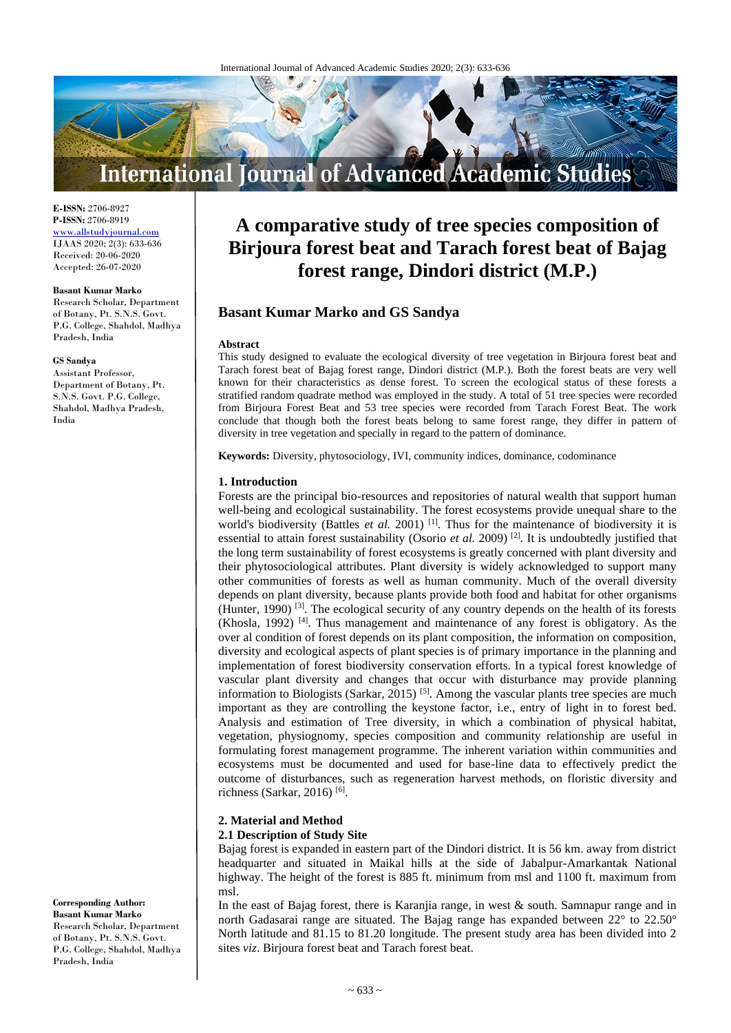# A comparative study of tree species composition of Birjoura forest beat and Tarach forest beat of Bajag forest range, Dindori district (M.P.)

**Basant Kumar Marko and GS Sandya**

**E-ISSN:** 2706-8927
**P-ISSN:** 2706-8919
www.allstudyjournal.com
IJAAS 2020; 2(3): 633-636
Received: 20-06-2020
Accepted: 26-07-2020

**Basant Kumar Marko**
Research Scholar, Department of Botany, Pt. S.N.S. Govt. P.G. College, Shahdol, Madhya Pradesh, India

**GS Sandya**
Assistant Professor, Department of Botany, Pt. S.N.S. Govt. P.G. College, Shahdol, Madhya Pradesh, India

**Corresponding Author:**
**Basant Kumar Marko**
Research Scholar, Department of Botany, Pt. S.N.S. Govt. P.G. College, Shahdol, Madhya Pradesh, India

### Abstract

This study designed to evaluate the ecological diversity of tree vegetation in Birjoura forest beat and Tarach forest beat of Bajag forest range, Dindori district (M.P.). Both the forest beats are very well known for their characteristics as dense forest. To screen the ecological status of these forests a stratified random quadrate method was employed in the study. A total of 51 tree species were recorded from Birjoura Forest Beat and 53 tree species were recorded from Tarach Forest Beat. The work conclude that though both the forest beats belong to same forest range, they differ in pattern of diversity in tree vegetation and specially in regard to the pattern of dominance.

**Keywords:** Diversity, phytosociology, IVI, community indices, dominance, codominance

## 1. Introduction

Forests are the principal bio-resources and repositories of natural wealth that support human well-being and ecological sustainability. The forest ecosystems provide unequal share to the world's biodiversity (Battles *et al.* 2001) [1]. Thus for the maintenance of biodiversity it is essential to attain forest sustainability (Osorio *et al.* 2009) [2]. It is undoubtedly justified that the long term sustainability of forest ecosystems is greatly concerned with plant diversity and their phytosociological attributes. Plant diversity is widely acknowledged to support many other communities of forests as well as human community. Much of the overall diversity depends on plant diversity, because plants provide both food and habitat for other organisms (Hunter, 1990) [3]. The ecological security of any country depends on the health of its forests (Khosla, 1992) [4]. Thus management and maintenance of any forest is obligatory. As the over al condition of forest depends on its plant composition, the information on composition, diversity and ecological aspects of plant species is of primary importance in the planning and implementation of forest biodiversity conservation efforts. In a typical forest knowledge of vascular plant diversity and changes that occur with disturbance may provide planning information to Biologists (Sarkar, 2015) [5]. Among the vascular plants tree species are much important as they are controlling the keystone factor, i.e., entry of light in to forest bed. Analysis and estimation of Tree diversity, in which a combination of physical habitat, vegetation, physiognomy, species composition and community relationship are useful in formulating forest management programme. The inherent variation within communities and ecosystems must be documented and used for base-line data to effectively predict the outcome of disturbances, such as regeneration harvest methods, on floristic diversity and richness (Sarkar, 2016) [6].

## 2. Material and Method

### 2.1 Description of Study Site

Bajag forest is expanded in eastern part of the Dindori district. It is 56 km. away from district headquarter and situated in Maikal hills at the side of Jabalpur-Amarkantak National highway. The height of the forest is 885 ft. minimum from msl and 1100 ft. maximum from msl.

In the east of Bajag forest, there is Karanjia range, in west & south. Samnapur range and in north Gadasarai range are situated. The Bajag range has expanded between 22° to 22.50° North latitude and 81.15 to 81.20 longitude. The present study area has been divided into 2 sites *viz*. Birjoura forest beat and Tarach forest beat.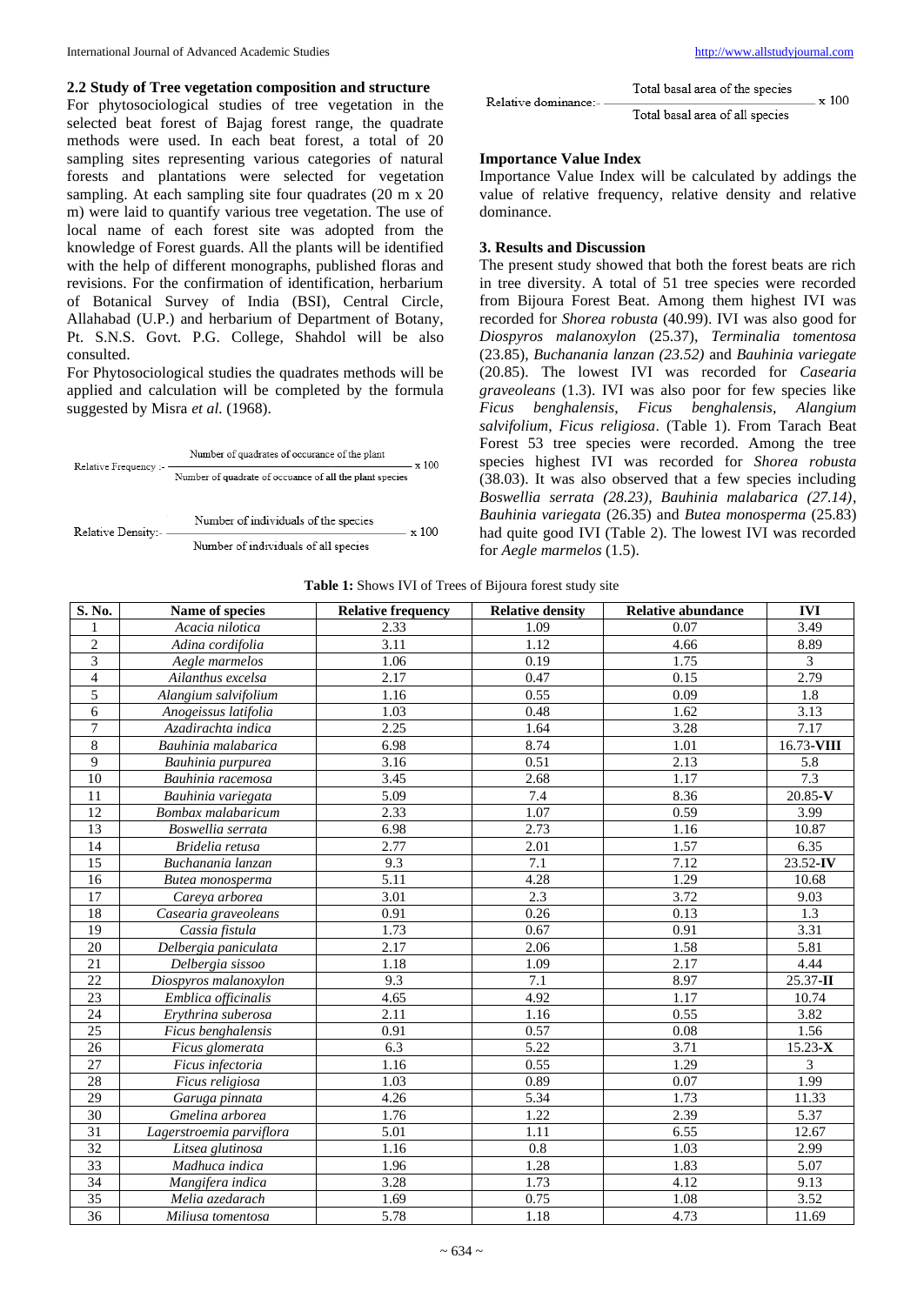### 2.2 Study of Tree vegetation composition and structure

For phytosociological studies of tree vegetation in the selected beat forest of Bajag forest range, the quadrate methods were used. In each beat forest, a total of 20 sampling sites representing various categories of natural forests and plantations were selected for vegetation sampling. At each sampling site four quadrates (20 m x 20 m) were laid to quantify various tree vegetation. The use of local name of each forest site was adopted from the knowledge of Forest guards. All the plants will be identified with the help of different monographs, published floras and revisions. For the confirmation of identification, herbarium of Botanical Survey of India (BSI), Central Circle, Allahabad (U.P.) and herbarium of Department of Botany, Pt. S.N.S. Govt. P.G. College, Shahdol will be also consulted.

For Phytosociological studies the quadrates methods will be applied and calculation will be completed by the formula suggested by Misra *et al.* (1968).

$$\text{Relative Frequency :-} \frac{\text{Number of quadrates of occurance of the plant}}{\text{Number of quadrate of occuance of all the plant species}} \times 100$$

$$\text{Relative Density:-} \frac{\text{Number of individuals of the species}}{\text{Number of individuals of all species}} \times 100$$

$$\text{Relative dominance:-} \frac{\text{Total basal area of the species}}{\text{Total basal area of all species}} \times 100$$

### Importance Value Index

Importance Value Index will be calculated by addings the value of relative frequency, relative density and relative dominance.

## 3. Results and Discussion

The present study showed that both the forest beats are rich in tree diversity. A total of 51 tree species were recorded from Bijoura Forest Beat. Among them highest IVI was recorded for *Shorea robusta* (40.99). IVI was also good for *Diospyros malanoxylon* (25.37), *Terminalia tomentosa* (23.85), *Buchanania lanzan (23.52)* and *Bauhinia variegate* (20.85). The lowest IVI was recorded for *Casearia graveoleans* (1.3). IVI was also poor for few species like *Ficus benghalensis*, *Ficus benghalensis*, *Alangium salvifolium*, *Ficus religiosa*. (Table 1). From Tarach Beat Forest 53 tree species were recorded. Among the tree species highest IVI was recorded for *Shorea robusta* (38.03). It was also observed that a few species including *Boswellia serrata (28.23)*, *Bauhinia malabarica (27.14)*, *Bauhinia variegata* (26.35) and *Butea monosperma* (25.83) had quite good IVI (Table 2). The lowest IVI was recorded for *Aegle marmelos* (1.5).

**Table 1:** Shows IVI of Trees of Bijoura forest study site

| S. No. | Name of species | Relative frequency | Relative density | Relative abundance | IVI |
|---|---|---|---|---|---|
| 1 | *Acacia nilotica* | 2.33 | 1.09 | 0.07 | 3.49 |
| 2 | *Adina cordifolia* | 3.11 | 1.12 | 4.66 | 8.89 |
| 3 | *Aegle marmelos* | 1.06 | 0.19 | 1.75 | 3 |
| 4 | *Ailanthus excelsa* | 2.17 | 0.47 | 0.15 | 2.79 |
| 5 | *Alangium salvifolium* | 1.16 | 0.55 | 0.09 | 1.8 |
| 6 | *Anogeissus latifolia* | 1.03 | 0.48 | 1.62 | 3.13 |
| 7 | *Azadirachta indica* | 2.25 | 1.64 | 3.28 | 7.17 |
| 8 | *Bauhinia malabarica* | 6.98 | 8.74 | 1.01 | 16.73-**VIII** |
| 9 | *Bauhinia purpurea* | 3.16 | 0.51 | 2.13 | 5.8 |
| 10 | *Bauhinia racemosa* | 3.45 | 2.68 | 1.17 | 7.3 |
| 11 | *Bauhinia variegata* | 5.09 | 7.4 | 8.36 | 20.85-**V** |
| 12 | *Bombax malabaricum* | 2.33 | 1.07 | 0.59 | 3.99 |
| 13 | *Boswellia serrata* | 6.98 | 2.73 | 1.16 | 10.87 |
| 14 | *Bridelia retusa* | 2.77 | 2.01 | 1.57 | 6.35 |
| 15 | *Buchanania lanzan* | 9.3 | 7.1 | 7.12 | 23.52-**IV** |
| 16 | *Butea monosperma* | 5.11 | 4.28 | 1.29 | 10.68 |
| 17 | *Careya arborea* | 3.01 | 2.3 | 3.72 | 9.03 |
| 18 | *Casearia graveoleans* | 0.91 | 0.26 | 0.13 | 1.3 |
| 19 | *Cassia fistula* | 1.73 | 0.67 | 0.91 | 3.31 |
| 20 | *Delbergia paniculata* | 2.17 | 2.06 | 1.58 | 5.81 |
| 21 | *Delbergia sissoo* | 1.18 | 1.09 | 2.17 | 4.44 |
| 22 | *Diospyros malanoxylon* | 9.3 | 7.1 | 8.97 | 25.37-**II** |
| 23 | *Emblica officinalis* | 4.65 | 4.92 | 1.17 | 10.74 |
| 24 | *Erythrina suberosa* | 2.11 | 1.16 | 0.55 | 3.82 |
| 25 | *Ficus benghalensis* | 0.91 | 0.57 | 0.08 | 1.56 |
| 26 | *Ficus glomerata* | 6.3 | 5.22 | 3.71 | 15.23-**X** |
| 27 | *Ficus infectoria* | 1.16 | 0.55 | 1.29 | 3 |
| 28 | *Ficus religiosa* | 1.03 | 0.89 | 0.07 | 1.99 |
| 29 | *Garuga pinnata* | 4.26 | 5.34 | 1.73 | 11.33 |
| 30 | *Gmelina arborea* | 1.76 | 1.22 | 2.39 | 5.37 |
| 31 | *Lagerstroemia parviflora* | 5.01 | 1.11 | 6.55 | 12.67 |
| 32 | *Litsea glutinosa* | 1.16 | 0.8 | 1.03 | 2.99 |
| 33 | *Madhuca indica* | 1.96 | 1.28 | 1.83 | 5.07 |
| 34 | *Mangifera indica* | 3.28 | 1.73 | 4.12 | 9.13 |
| 35 | *Melia azedarach* | 1.69 | 0.75 | 1.08 | 3.52 |
| 36 | *Miliusa tomentosa* | 5.78 | 1.18 | 4.73 | 11.69 |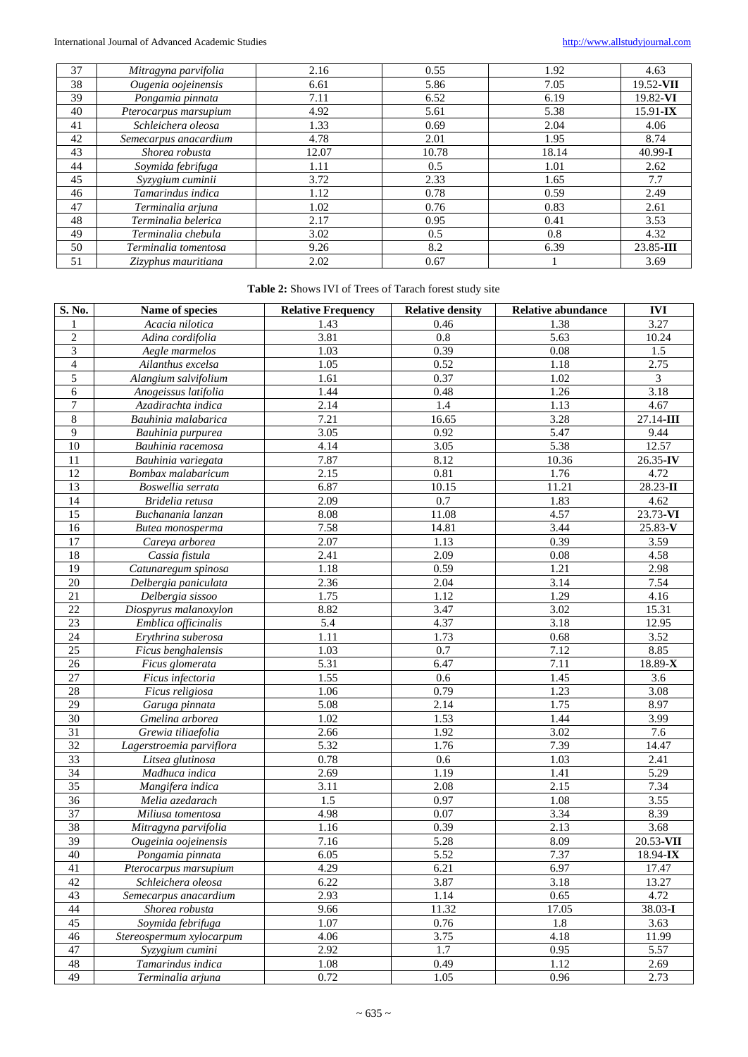| 37 | *Mitragyna parvifolia* | 2.16 | 0.55 | 1.92 | 4.63 |
|---|---|---|---|---|---|
| 38 | *Ougenia oojeinensis* | 6.61 | 5.86 | 7.05 | 19.52-**VII** |
| 39 | *Pongamia pinnata* | 7.11 | 6.52 | 6.19 | 19.82-**VI** |
| 40 | *Pterocarpus marsupium* | 4.92 | 5.61 | 5.38 | 15.91-**IX** |
| 41 | *Schleichera oleosa* | 1.33 | 0.69 | 2.04 | 4.06 |
| 42 | *Semecarpus anacardium* | 4.78 | 2.01 | 1.95 | 8.74 |
| 43 | *Shorea robusta* | 12.07 | 10.78 | 18.14 | 40.99-**I** |
| 44 | *Soymida febrifuga* | 1.11 | 0.5 | 1.01 | 2.62 |
| 45 | *Syzygium cuminii* | 3.72 | 2.33 | 1.65 | 7.7 |
| 46 | *Tamarindus indica* | 1.12 | 0.78 | 0.59 | 2.49 |
| 47 | *Terminalia arjuna* | 1.02 | 0.76 | 0.83 | 2.61 |
| 48 | *Terminalia belerica* | 2.17 | 0.95 | 0.41 | 3.53 |
| 49 | *Terminalia chebula* | 3.02 | 0.5 | 0.8 | 4.32 |
| 50 | *Terminalia tomentosa* | 9.26 | 8.2 | 6.39 | 23.85-**III** |
| 51 | *Zizyphus mauritiana* | 2.02 | 0.67 | 1 | 3.69 |

**Table 2:** Shows IVI of Trees of Tarach forest study site

| S. No. | Name of species | Relative Frequency | Relative density | Relative abundance | IVI |
|---|---|---|---|---|---|
| 1 | *Acacia nilotica* | 1.43 | 0.46 | 1.38 | 3.27 |
| 2 | *Adina cordifolia* | 3.81 | 0.8 | 5.63 | 10.24 |
| 3 | *Aegle marmelos* | 1.03 | 0.39 | 0.08 | 1.5 |
| 4 | *Ailanthus excelsa* | 1.05 | 0.52 | 1.18 | 2.75 |
| 5 | *Alangium salvifolium* | 1.61 | 0.37 | 1.02 | 3 |
| 6 | *Anogeissus latifolia* | 1.44 | 0.48 | 1.26 | 3.18 |
| 7 | *Azadirachta indica* | 2.14 | 1.4 | 1.13 | 4.67 |
| 8 | *Bauhinia malabarica* | 7.21 | 16.65 | 3.28 | 27.14-**III** |
| 9 | *Bauhinia purpurea* | 3.05 | 0.92 | 5.47 | 9.44 |
| 10 | *Bauhinia racemosa* | 4.14 | 3.05 | 5.38 | 12.57 |
| 11 | *Bauhinia variegata* | 7.87 | 8.12 | 10.36 | 26.35-**IV** |
| 12 | *Bombax malabaricum* | 2.15 | 0.81 | 1.76 | 4.72 |
| 13 | *Boswellia serrata* | 6.87 | 10.15 | 11.21 | 28.23-**II** |
| 14 | *Bridelia retusa* | 2.09 | 0.7 | 1.83 | 4.62 |
| 15 | *Buchanania lanzan* | 8.08 | 11.08 | 4.57 | 23.73-**VI** |
| 16 | *Butea monosperma* | 7.58 | 14.81 | 3.44 | 25.83-**V** |
| 17 | *Careya arborea* | 2.07 | 1.13 | 0.39 | 3.59 |
| 18 | *Cassia fistula* | 2.41 | 2.09 | 0.08 | 4.58 |
| 19 | *Catunaregum spinosa* | 1.18 | 0.59 | 1.21 | 2.98 |
| 20 | *Delbergia paniculata* | 2.36 | 2.04 | 3.14 | 7.54 |
| 21 | *Delbergia sissoo* | 1.75 | 1.12 | 1.29 | 4.16 |
| 22 | *Diospyrus malanoxylon* | 8.82 | 3.47 | 3.02 | 15.31 |
| 23 | *Emblica officinalis* | 5.4 | 4.37 | 3.18 | 12.95 |
| 24 | *Erythrina suberosa* | 1.11 | 1.73 | 0.68 | 3.52 |
| 25 | *Ficus benghalensis* | 1.03 | 0.7 | 7.12 | 8.85 |
| 26 | *Ficus glomerata* | 5.31 | 6.47 | 7.11 | 18.89-**X** |
| 27 | *Ficus infectoria* | 1.55 | 0.6 | 1.45 | 3.6 |
| 28 | *Ficus religiosa* | 1.06 | 0.79 | 1.23 | 3.08 |
| 29 | *Garuga pinnata* | 5.08 | 2.14 | 1.75 | 8.97 |
| 30 | *Gmelina arborea* | 1.02 | 1.53 | 1.44 | 3.99 |
| 31 | *Grewia tiliaefolia* | 2.66 | 1.92 | 3.02 | 7.6 |
| 32 | *Lagerstroemia parviflora* | 5.32 | 1.76 | 7.39 | 14.47 |
| 33 | *Litsea glutinosa* | 0.78 | 0.6 | 1.03 | 2.41 |
| 34 | *Madhuca indica* | 2.69 | 1.19 | 1.41 | 5.29 |
| 35 | *Mangifera indica* | 3.11 | 2.08 | 2.15 | 7.34 |
| 36 | *Melia azedarach* | 1.5 | 0.97 | 1.08 | 3.55 |
| 37 | *Miliusa tomentosa* | 4.98 | 0.07 | 3.34 | 8.39 |
| 38 | *Mitragyna parvifolia* | 1.16 | 0.39 | 2.13 | 3.68 |
| 39 | *Ougeinia oojeinensis* | 7.16 | 5.28 | 8.09 | 20.53-**VII** |
| 40 | *Pongamia pinnata* | 6.05 | 5.52 | 7.37 | 18.94-**IX** |
| 41 | *Pterocarpus marsupium* | 4.29 | 6.21 | 6.97 | 17.47 |
| 42 | *Schleichera oleosa* | 6.22 | 3.87 | 3.18 | 13.27 |
| 43 | *Semecarpus anacardium* | 2.93 | 1.14 | 0.65 | 4.72 |
| 44 | *Shorea robusta* | 9.66 | 11.32 | 17.05 | 38.03-**I** |
| 45 | *Soymida febrifuga* | 1.07 | 0.76 | 1.8 | 3.63 |
| 46 | *Stereospermum xylocarpum* | 4.06 | 3.75 | 4.18 | 11.99 |
| 47 | *Syzygium cumini* | 2.92 | 1.7 | 0.95 | 5.57 |
| 48 | *Tamarindus indica* | 1.08 | 0.49 | 1.12 | 2.69 |
| 49 | *Terminalia arjuna* | 0.72 | 1.05 | 0.96 | 2.73 |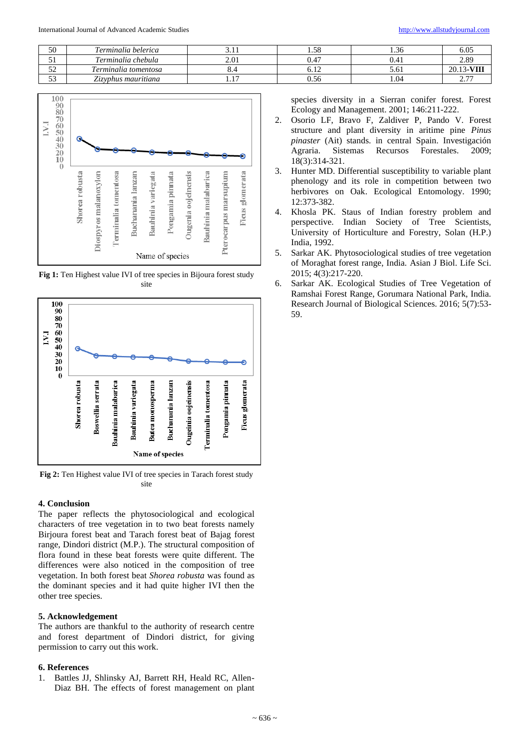| | | | | | |
|---|---|---|---|---|---|
| 50 | *Terminalia belerica* | 3.11 | 1.58 | 1.36 | 6.05 |
| 51 | *Terminalia chebula* | 2.01 | 0.47 | 0.41 | 2.89 |
| 52 | *Terminalia tomentosa* | 8.4 | 6.12 | 5.61 | 20.13-**VIII** |
| 53 | *Zizyphus mauritiana* | 1.17 | 0.56 | 1.04 | 2.77 |

I.V.I
100
90
80
70
60
50
40
30
20
10
0
Shorea robusta
Diospyros malanoxylon
Terminalia tomentosa
Buchanania lanzan
Bauhinia variegata
Pongamia pinnata
Ougenia oojeinensis
Bauhinia malabarica
Pterocarpus marsupium
Ficus glomerata
Name of species

**Fig 1:** Ten Highest value IVI of tree species in Bijoura forest study site

I.V.I
100
90
80
70
60
50
40
30
20
10
0
Shorea robusta
Boswellia serrata
Bauhinia malabarica
Bauhinia variegata
Butea monosperma
Buchanania lanzan
Ougeinia oojeinensis
Terminalia tomentosa
Pongamia pinnata
Ficus glomerata
Name of species

**Fig 2:** Ten Highest value IVI of tree species in Tarach forest study site

## 4. Conclusion

The paper reflects the phytosociological and ecological characters of tree vegetation in to two beat forests namely Birjoura forest beat and Tarach forest beat of Bajag forest range, Dindori district (M.P.). The structural composition of flora found in these beat forests were quite different. The differences were also noticed in the composition of tree vegetation. In both forest beat *Shorea robusta* was found as the dominant species and it had quite higher IVI then the other tree species.

## 5. Acknowledgement

The authors are thankful to the authority of research centre and forest department of Dindori district, for giving permission to carry out this work.

## 6. References

1. Battles JJ, Shlinsky AJ, Barrett RH, Heald RC, Allen-Diaz BH. The effects of forest management on plant species diversity in a Sierran conifer forest. Forest Ecology and Management. 2001; 146:211-222.
2. Osorio LF, Bravo F, Zaldiver P, Pando V. Forest structure and plant diversity in aritime pine *Pinus pinaster* (Ait) stands. in central Spain. Investigación Agraria. Sistemas Recursos Forestales. 2009; 18(3):314-321.
3. Hunter MD. Differential susceptibility to variable plant phenology and its role in competition between two herbivores on Oak. Ecological Entomology. 1990; 12:373-382.
4. Khosla PK. Staus of Indian forestry problem and perspective. Indian Society of Tree Scientists, University of Horticulture and Forestry, Solan (H.P.) India, 1992.
5. Sarkar AK. Phytosociological studies of tree vegetation of Moraghat forest range, India. Asian J Biol. Life Sci. 2015; 4(3):217-220.
6. Sarkar AK. Ecological Studies of Tree Vegetation of Ramshai Forest Range, Gorumara National Park, India. Research Journal of Biological Sciences. 2016; 5(7):53-59.